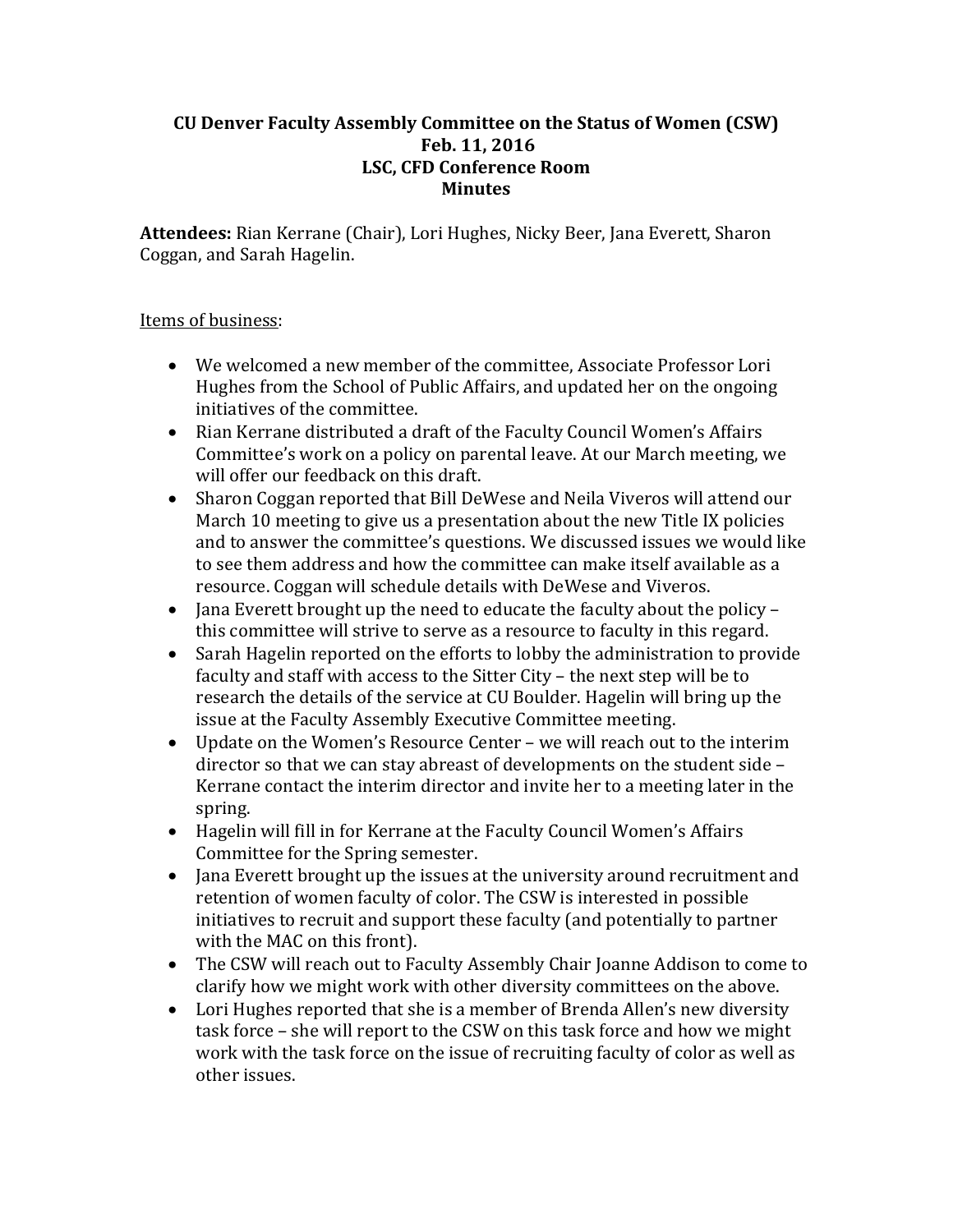**CU Denver Faculty Assembly Committee on the Status of Women (CSW)**
**Feb. 11, 2016**
**LSC, CFD Conference Room**
**Minutes**

**Attendees:** Rian Kerrane (Chair), Lori Hughes, Nicky Beer, Jana Everett, Sharon Coggan, and Sarah Hagelin.

Items of business:

- We welcomed a new member of the committee, Associate Professor Lori Hughes from the School of Public Affairs, and updated her on the ongoing initiatives of the committee.
- Rian Kerrane distributed a draft of the Faculty Council Women's Affairs Committee's work on a policy on parental leave. At our March meeting, we will offer our feedback on this draft.
- Sharon Coggan reported that Bill DeWese and Neila Viveros will attend our March 10 meeting to give us a presentation about the new Title IX policies and to answer the committee's questions. We discussed issues we would like to see them address and how the committee can make itself available as a resource. Coggan will schedule details with DeWese and Viveros.
- Jana Everett brought up the need to educate the faculty about the policy – this committee will strive to serve as a resource to faculty in this regard.
- Sarah Hagelin reported on the efforts to lobby the administration to provide faculty and staff with access to the Sitter City – the next step will be to research the details of the service at CU Boulder. Hagelin will bring up the issue at the Faculty Assembly Executive Committee meeting.
- Update on the Women's Resource Center – we will reach out to the interim director so that we can stay abreast of developments on the student side – Kerrane contact the interim director and invite her to a meeting later in the spring.
- Hagelin will fill in for Kerrane at the Faculty Council Women's Affairs Committee for the Spring semester.
- Jana Everett brought up the issues at the university around recruitment and retention of women faculty of color. The CSW is interested in possible initiatives to recruit and support these faculty (and potentially to partner with the MAC on this front).
- The CSW will reach out to Faculty Assembly Chair Joanne Addison to come to clarify how we might work with other diversity committees on the above.
- Lori Hughes reported that she is a member of Brenda Allen's new diversity task force – she will report to the CSW on this task force and how we might work with the task force on the issue of recruiting faculty of color as well as other issues.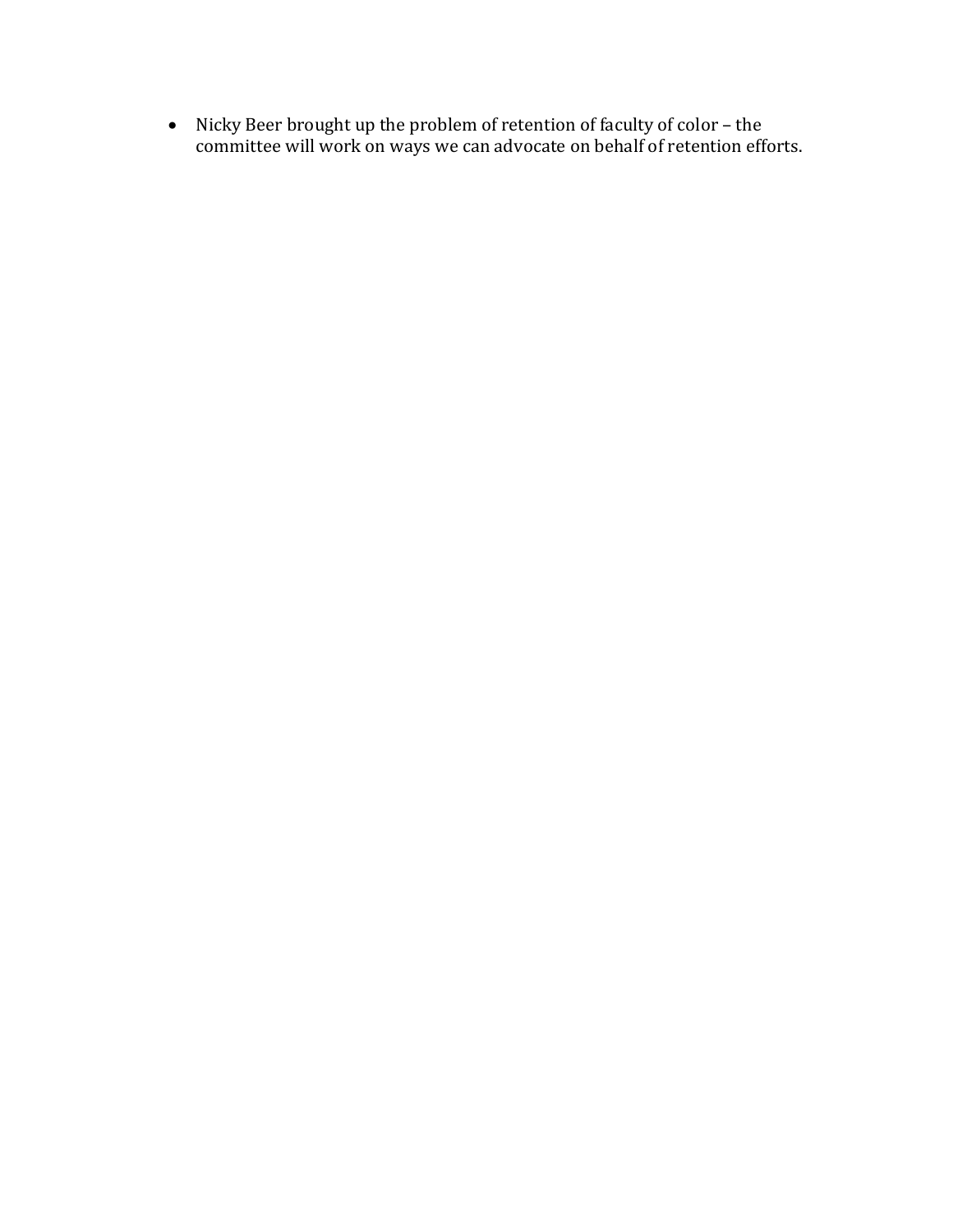- Nicky Beer brought up the problem of retention of faculty of color – the committee will work on ways we can advocate on behalf of retention efforts.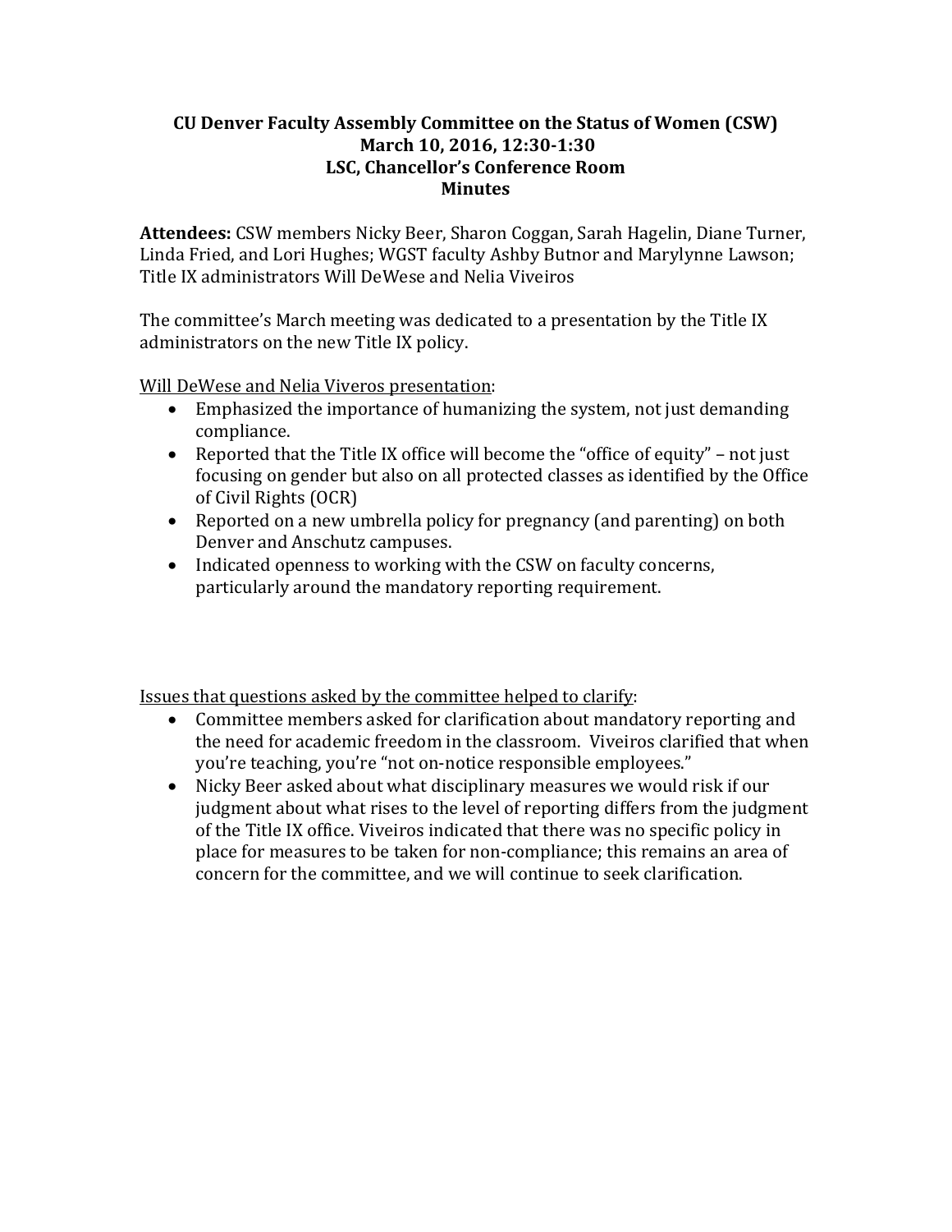**CU Denver Faculty Assembly Committee on the Status of Women (CSW)**
**March 10, 2016, 12:30-1:30**
**LSC, Chancellor's Conference Room**
**Minutes**

**Attendees:** CSW members Nicky Beer, Sharon Coggan, Sarah Hagelin, Diane Turner, Linda Fried, and Lori Hughes; WGST faculty Ashby Butnor and Marylynne Lawson; Title IX administrators Will DeWese and Nelia Viveiros

The committee's March meeting was dedicated to a presentation by the Title IX administrators on the new Title IX policy.

<u>Will DeWese and Nelia Viveiros presentation</u>:

- Emphasized the importance of humanizing the system, not just demanding compliance.
- Reported that the Title IX office will become the "office of equity" – not just focusing on gender but also on all protected classes as identified by the Office of Civil Rights (OCR)
- Reported on a new umbrella policy for pregnancy (and parenting) on both Denver and Anschutz campuses.
- Indicated openness to working with the CSW on faculty concerns, particularly around the mandatory reporting requirement.

<u>Issues that questions asked by the committee helped to clarify</u>:

- Committee members asked for clarification about mandatory reporting and the need for academic freedom in the classroom. Viveiros clarified that when you're teaching, you're "not on-notice responsible employees."
- Nicky Beer asked about what disciplinary measures we would risk if our judgment about what rises to the level of reporting differs from the judgment of the Title IX office. Viveiros indicated that there was no specific policy in place for measures to be taken for non-compliance; this remains an area of concern for the committee, and we will continue to seek clarification.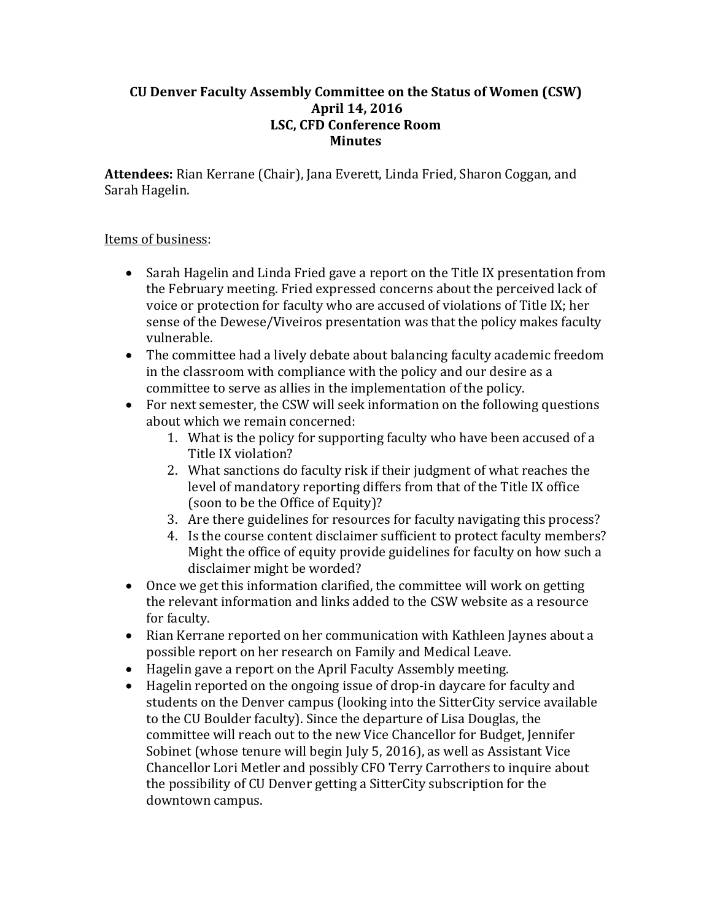**CU Denver Faculty Assembly Committee on the Status of Women (CSW)**
**April 14, 2016**
**LSC, CFD Conference Room**
**Minutes**

**Attendees:** Rian Kerrane (Chair), Jana Everett, Linda Fried, Sharon Coggan, and Sarah Hagelin.

Items of business:

- Sarah Hagelin and Linda Fried gave a report on the Title IX presentation from the February meeting. Fried expressed concerns about the perceived lack of voice or protection for faculty who are accused of violations of Title IX; her sense of the Dewese/Viveiros presentation was that the policy makes faculty vulnerable.
- The committee had a lively debate about balancing faculty academic freedom in the classroom with compliance with the policy and our desire as a committee to serve as allies in the implementation of the policy.
- For next semester, the CSW will seek information on the following questions about which we remain concerned:
    1. What is the policy for supporting faculty who have been accused of a Title IX violation?
    2. What sanctions do faculty risk if their judgment of what reaches the level of mandatory reporting differs from that of the Title IX office (soon to be the Office of Equity)?
    3. Are there guidelines for resources for faculty navigating this process?
    4. Is the course content disclaimer sufficient to protect faculty members? Might the office of equity provide guidelines for faculty on how such a disclaimer might be worded?
- Once we get this information clarified, the committee will work on getting the relevant information and links added to the CSW website as a resource for faculty.
- Rian Kerrane reported on her communication with Kathleen Jaynes about a possible report on her research on Family and Medical Leave.
- Hagelin gave a report on the April Faculty Assembly meeting.
- Hagelin reported on the ongoing issue of drop-in daycare for faculty and students on the Denver campus (looking into the SitterCity service available to the CU Boulder faculty). Since the departure of Lisa Douglas, the committee will reach out to the new Vice Chancellor for Budget, Jennifer Sobinet (whose tenure will begin July 5, 2016), as well as Assistant Vice Chancellor Lori Metler and possibly CFO Terry Carrothers to inquire about the possibility of CU Denver getting a SitterCity subscription for the downtown campus.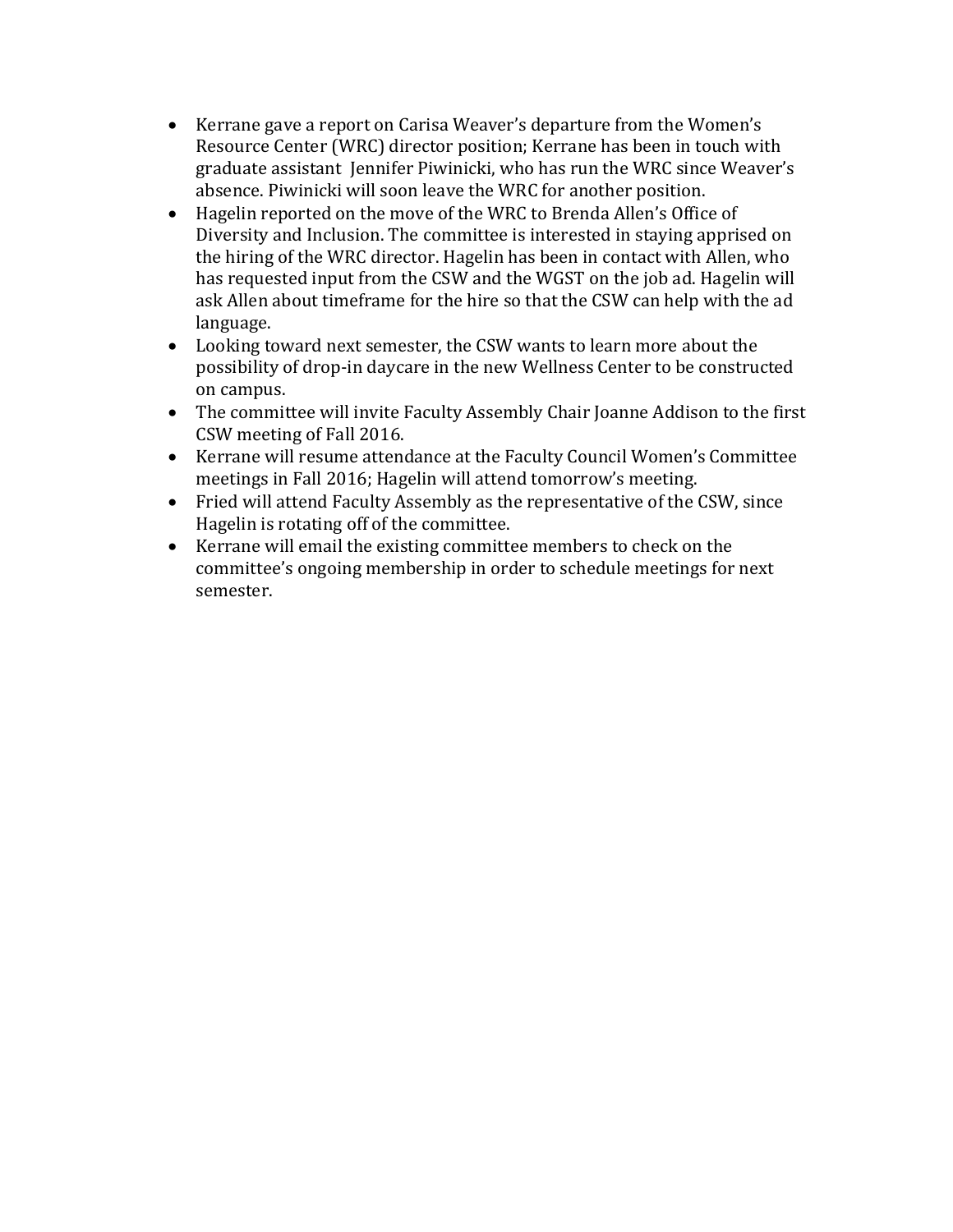- Kerrane gave a report on Carisa Weaver's departure from the Women's Resource Center (WRC) director position; Kerrane has been in touch with graduate assistant Jennifer Piwinicki, who has run the WRC since Weaver's absence. Piwinicki will soon leave the WRC for another position.
- Hagelin reported on the move of the WRC to Brenda Allen's Office of Diversity and Inclusion. The committee is interested in staying apprised on the hiring of the WRC director. Hagelin has been in contact with Allen, who has requested input from the CSW and the WGST on the job ad. Hagelin will ask Allen about timeframe for the hire so that the CSW can help with the ad language.
- Looking toward next semester, the CSW wants to learn more about the possibility of drop-in daycare in the new Wellness Center to be constructed on campus.
- The committee will invite Faculty Assembly Chair Joanne Addison to the first CSW meeting of Fall 2016.
- Kerrane will resume attendance at the Faculty Council Women's Committee meetings in Fall 2016; Hagelin will attend tomorrow's meeting.
- Fried will attend Faculty Assembly as the representative of the CSW, since Hagelin is rotating off of the committee.
- Kerrane will email the existing committee members to check on the committee's ongoing membership in order to schedule meetings for next semester.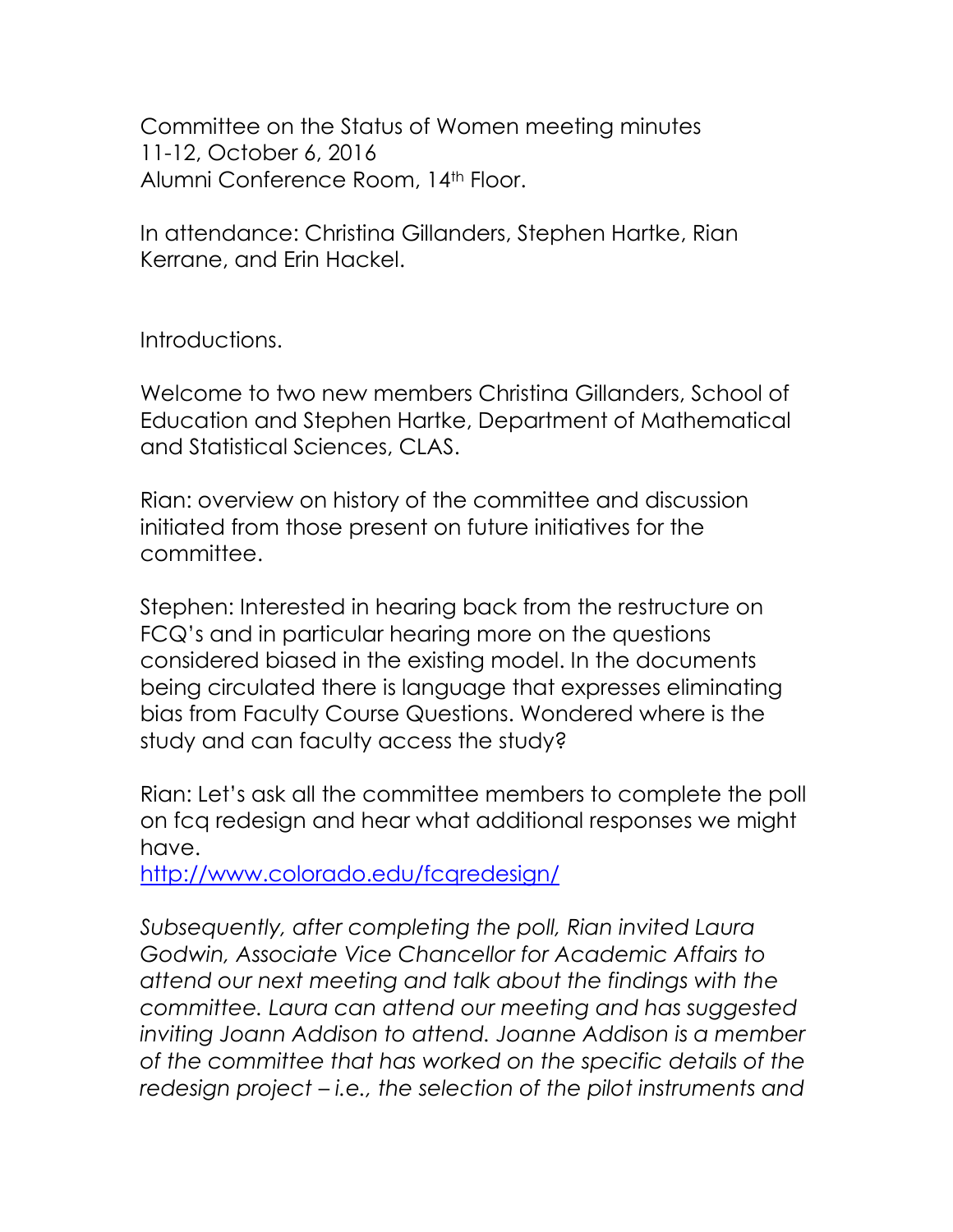Committee on the Status of Women meeting minutes
11-12, October 6, 2016
Alumni Conference Room, 14th Floor.

In attendance: Christina Gillanders, Stephen Hartke, Rian Kerrane, and Erin Hackel.

Introductions.

Welcome to two new members Christina Gillanders, School of Education and Stephen Hartke, Department of Mathematical and Statistical Sciences, CLAS.

Rian: overview on history of the committee and discussion initiated from those present on future initiatives for the committee.

Stephen: Interested in hearing back from the restructure on FCQ's and in particular hearing more on the questions considered biased in the existing model. In the documents being circulated there is language that expresses eliminating bias from Faculty Course Questions. Wondered where is the study and can faculty access the study?

Rian: Let's ask all the committee members to complete the poll on fcq redesign and hear what additional responses we might have.
http://www.colorado.edu/fcqredesign/

*Subsequently, after completing the poll, Rian invited Laura Godwin, Associate Vice Chancellor for Academic Affairs to attend our next meeting and talk about the findings with the committee. Laura can attend our meeting and has suggested inviting Joann Addison to attend. Joanne Addison is a member of the committee that has worked on the specific details of the redesign project – i.e., the selection of the pilot instruments and*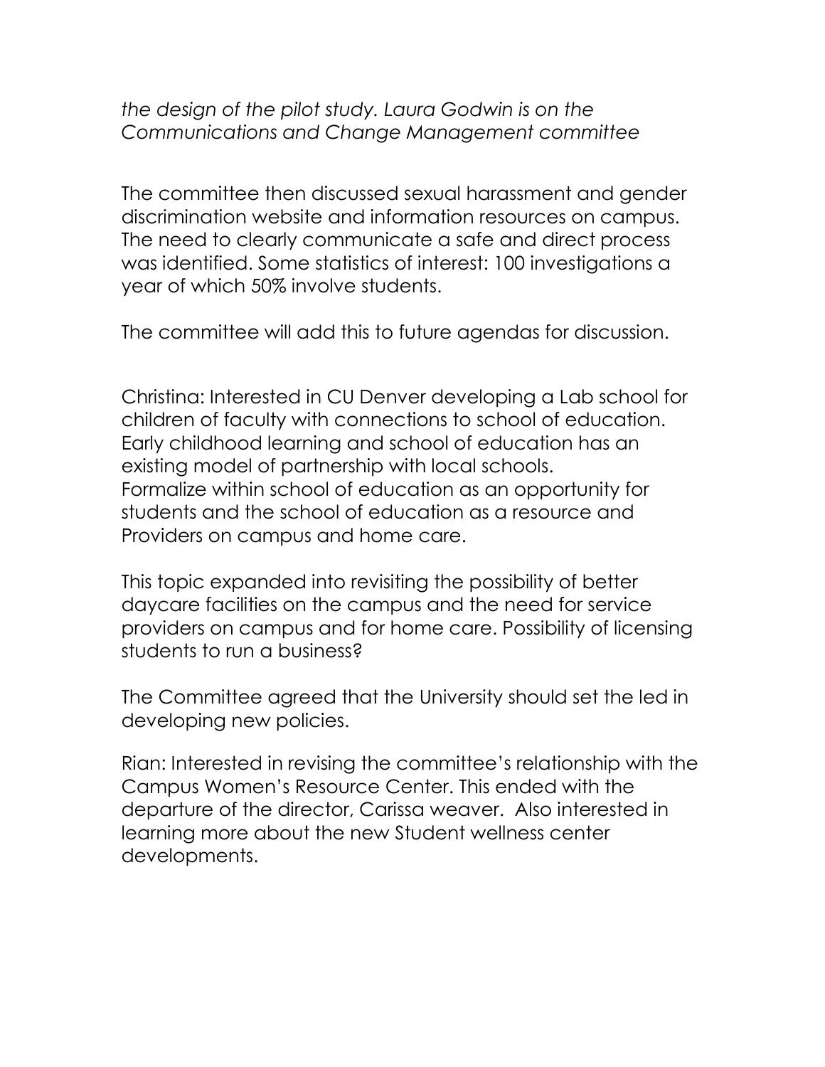*the design of the pilot study. Laura Godwin is on the Communications and Change Management committee*

The committee then discussed sexual harassment and gender discrimination website and information resources on campus. The need to clearly communicate a safe and direct process was identified. Some statistics of interest: 100 investigations a year of which 50% involve students.

The committee will add this to future agendas for discussion.

Christina: Interested in CU Denver developing a Lab school for children of faculty with connections to school of education. Early childhood learning and school of education has an existing model of partnership with local schools. Formalize within school of education as an opportunity for students and the school of education as a resource and Providers on campus and home care.

This topic expanded into revisiting the possibility of better daycare facilities on the campus and the need for service providers on campus and for home care. Possibility of licensing students to run a business?

The Committee agreed that the University should set the led in developing new policies.

Rian: Interested in revising the committee's relationship with the Campus Women's Resource Center. This ended with the departure of the director, Carissa weaver. Also interested in learning more about the new Student wellness center developments.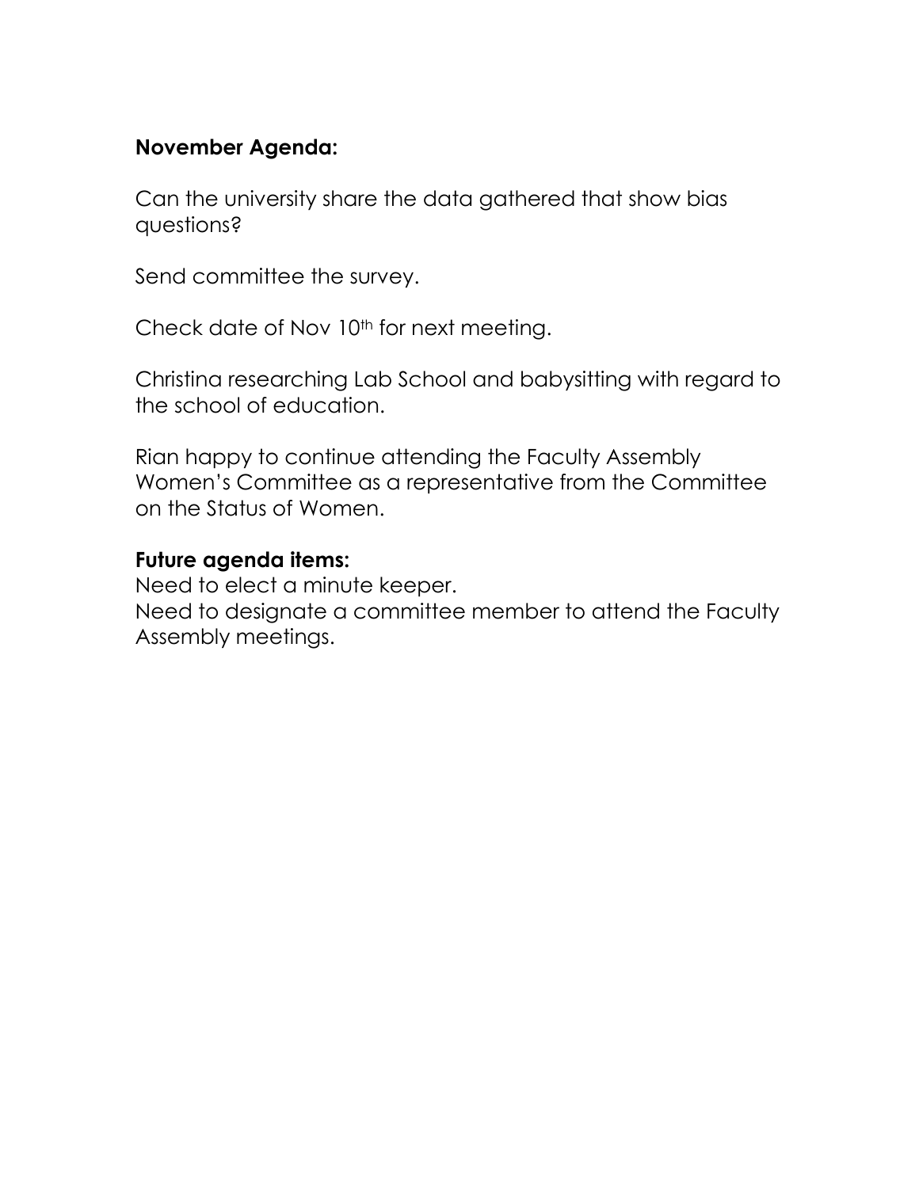**November Agenda:**

Can the university share the data gathered that show bias questions?

Send committee the survey.

Check date of Nov 10th for next meeting.

Christina researching Lab School and babysitting with regard to the school of education.

Rian happy to continue attending the Faculty Assembly Women's Committee as a representative from the Committee on the Status of Women.

**Future agenda items:**

Need to elect a minute keeper.
Need to designate a committee member to attend the Faculty Assembly meetings.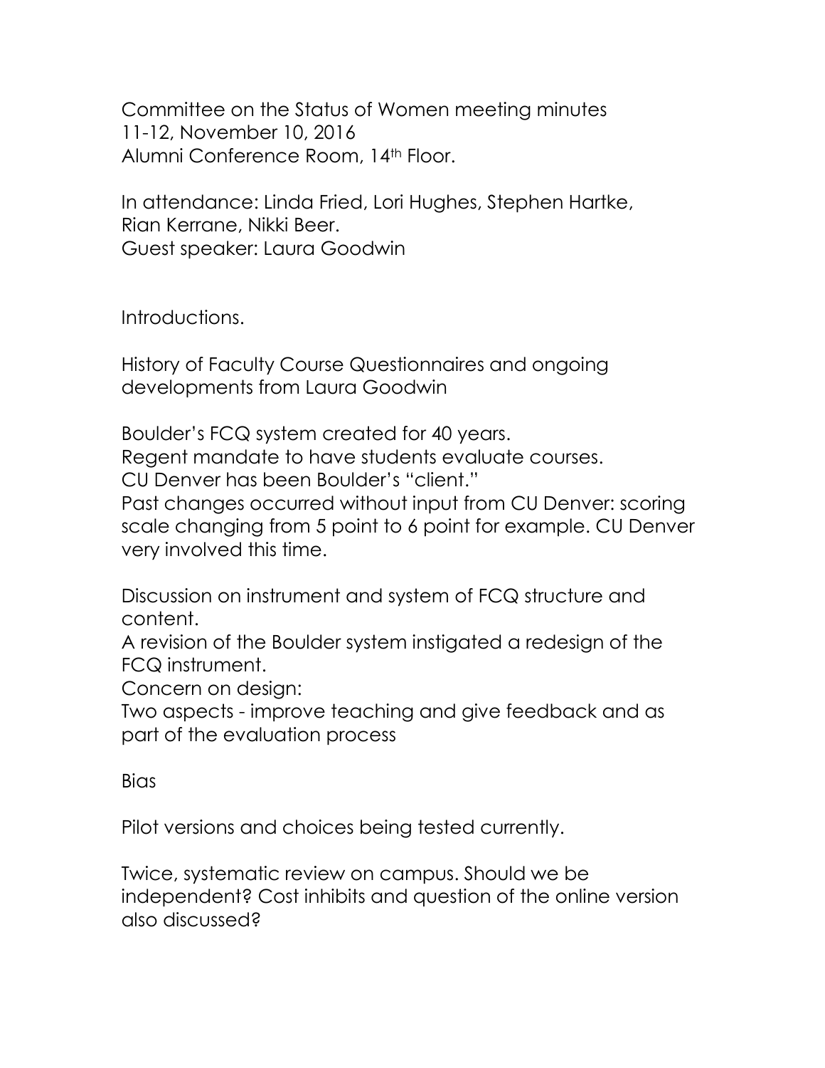Committee on the Status of Women meeting minutes
11-12, November 10, 2016
Alumni Conference Room, 14th Floor.

In attendance: Linda Fried, Lori Hughes, Stephen Hartke, Rian Kerrane, Nikki Beer.
Guest speaker: Laura Goodwin

Introductions.

History of Faculty Course Questionnaires and ongoing developments from Laura Goodwin

Boulder's FCQ system created for 40 years.
Regent mandate to have students evaluate courses.
CU Denver has been Boulder's "client."
Past changes occurred without input from CU Denver: scoring scale changing from 5 point to 6 point for example. CU Denver very involved this time.

Discussion on instrument and system of FCQ structure and content.
A revision of the Boulder system instigated a redesign of the FCQ instrument.
Concern on design:
Two aspects - improve teaching and give feedback and as part of the evaluation process

Bias

Pilot versions and choices being tested currently.

Twice, systematic review on campus. Should we be independent? Cost inhibits and question of the online version also discussed?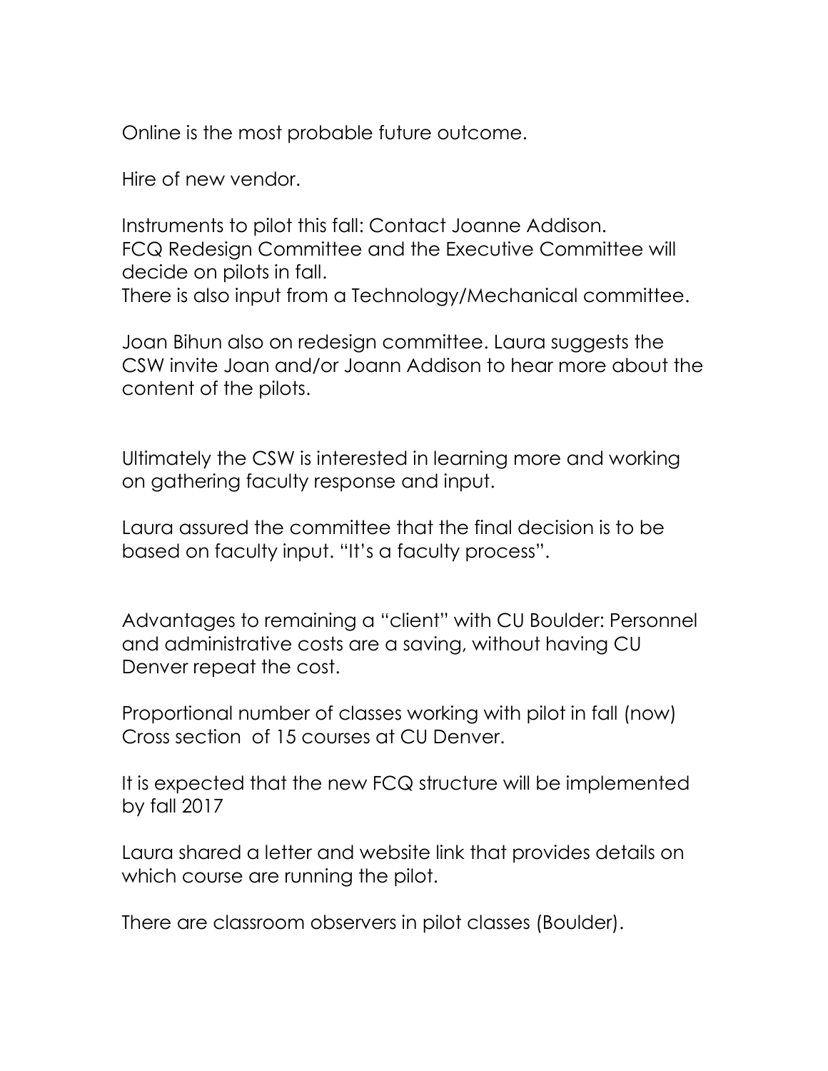Online is the most probable future outcome.

Hire of new vendor.

Instruments to pilot this fall: Contact Joanne Addison.
FCQ Redesign Committee and the Executive Committee will decide on pilots in fall.
There is also input from a Technology/Mechanical committee.

Joan Bihun also on redesign committee. Laura suggests the CSW invite Joan and/or Joann Addison to hear more about the content of the pilots.

Ultimately the CSW is interested in learning more and working on gathering faculty response and input.

Laura assured the committee that the final decision is to be based on faculty input. "It's a faculty process".

Advantages to remaining a "client" with CU Boulder: Personnel and administrative costs are a saving, without having CU Denver repeat the cost.

Proportional number of classes working with pilot in fall (now)
Cross section  of 15 courses at CU Denver.

It is expected that the new FCQ structure will be implemented by fall 2017

Laura shared a letter and website link that provides details on which course are running the pilot.

There are classroom observers in pilot classes (Boulder).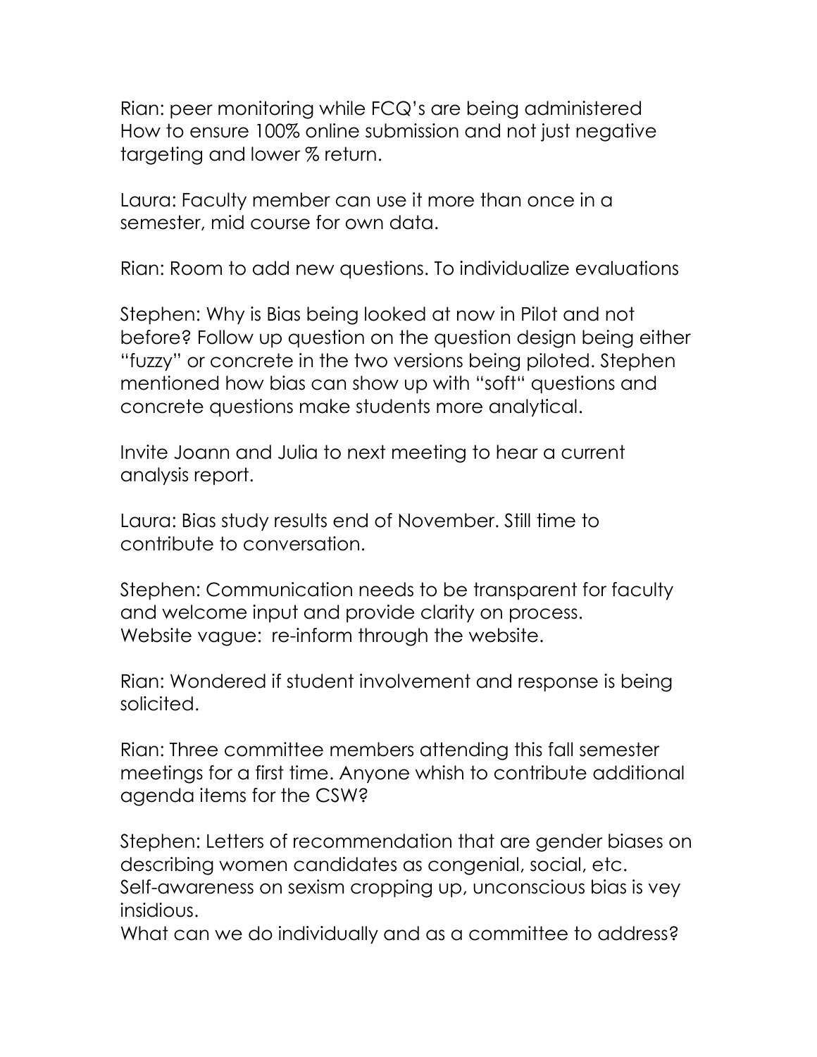Rian: peer monitoring while FCQ's are being administered
How to ensure 100% online submission and not just negative targeting and lower % return.

Laura: Faculty member can use it more than once in a semester, mid course for own data.

Rian: Room to add new questions. To individualize evaluations

Stephen: Why is Bias being looked at now in Pilot and not before? Follow up question on the question design being either "fuzzy" or concrete in the two versions being piloted. Stephen mentioned how bias can show up with "soft" questions and concrete questions make students more analytical.

Invite Joann and Julia to next meeting to hear a current analysis report.

Laura: Bias study results end of November. Still time to contribute to conversation.

Stephen: Communication needs to be transparent for faculty and welcome input and provide clarity on process.
Website vague: re-inform through the website.

Rian: Wondered if student involvement and response is being solicited.

Rian: Three committee members attending this fall semester meetings for a first time. Anyone whish to contribute additional agenda items for the CSW?

Stephen: Letters of recommendation that are gender biases on describing women candidates as congenial, social, etc.
Self-awareness on sexism cropping up, unconscious bias is vey insidious.
What can we do individually and as a committee to address?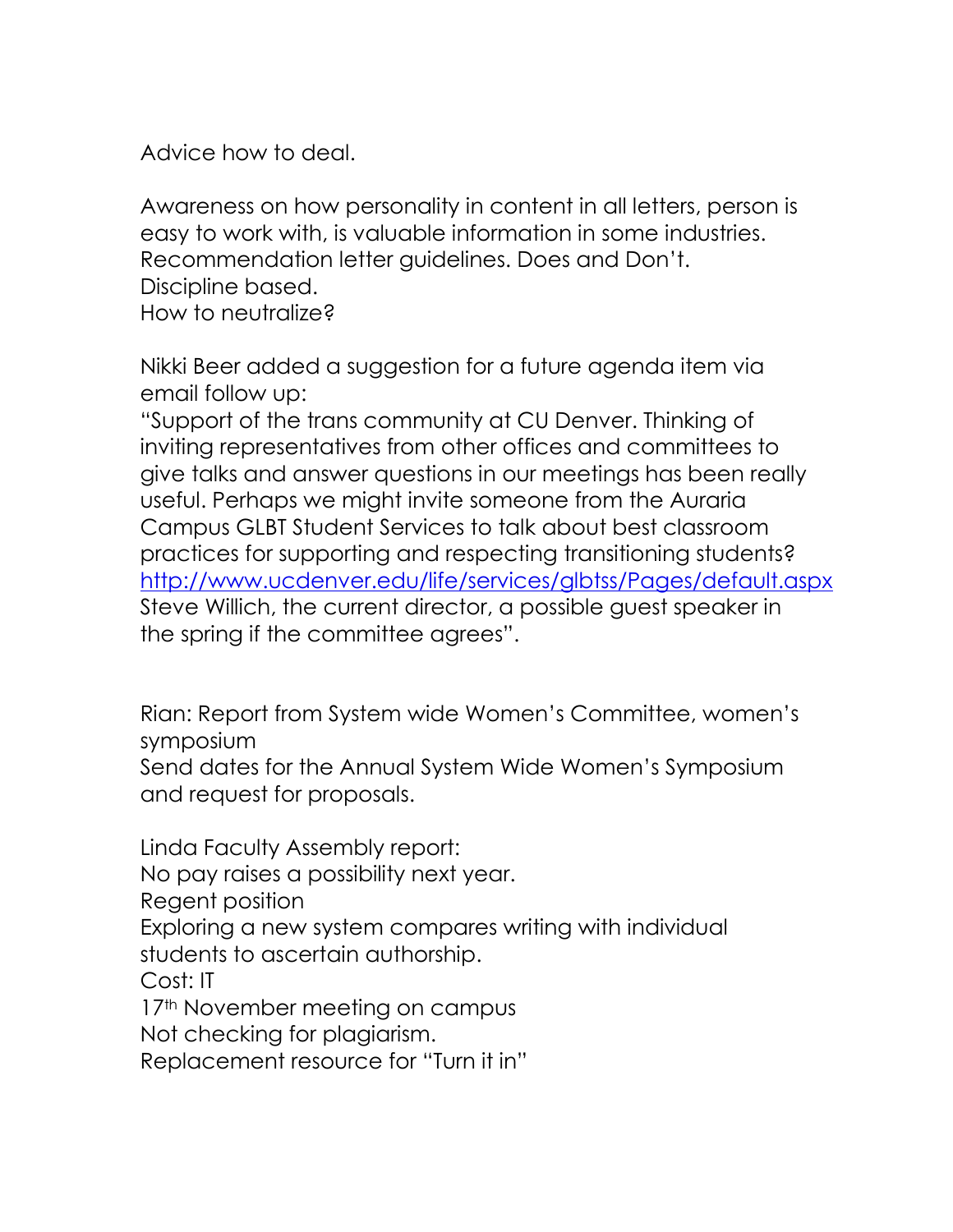Advice how to deal.

Awareness on how personality in content in all letters, person is easy to work with, is valuable information in some industries. Recommendation letter guidelines. Does and Don't.
Discipline based.
How to neutralize?

Nikki Beer added a suggestion for a future agenda item via email follow up:
"Support of the trans community at CU Denver. Thinking of inviting representatives from other offices and committees to give talks and answer questions in our meetings has been really useful. Perhaps we might invite someone from the Auraria Campus GLBT Student Services to talk about best classroom practices for supporting and respecting transitioning students? [http://www.ucdenver.edu/life/services/glbtss/Pages/default.aspx](http://www.ucdenver.edu/life/services/glbtss/Pages/default.aspx)
Steve Willich, the current director, a possible guest speaker in the spring if the committee agrees".

Rian: Report from System wide Women's Committee, women's symposium
Send dates for the Annual System Wide Women's Symposium and request for proposals.

Linda Faculty Assembly report:
No pay raises a possibility next year.
Regent position
Exploring a new system compares writing with individual students to ascertain authorship.
Cost: IT
17th November meeting on campus
Not checking for plagiarism.
Replacement resource for "Turn it in"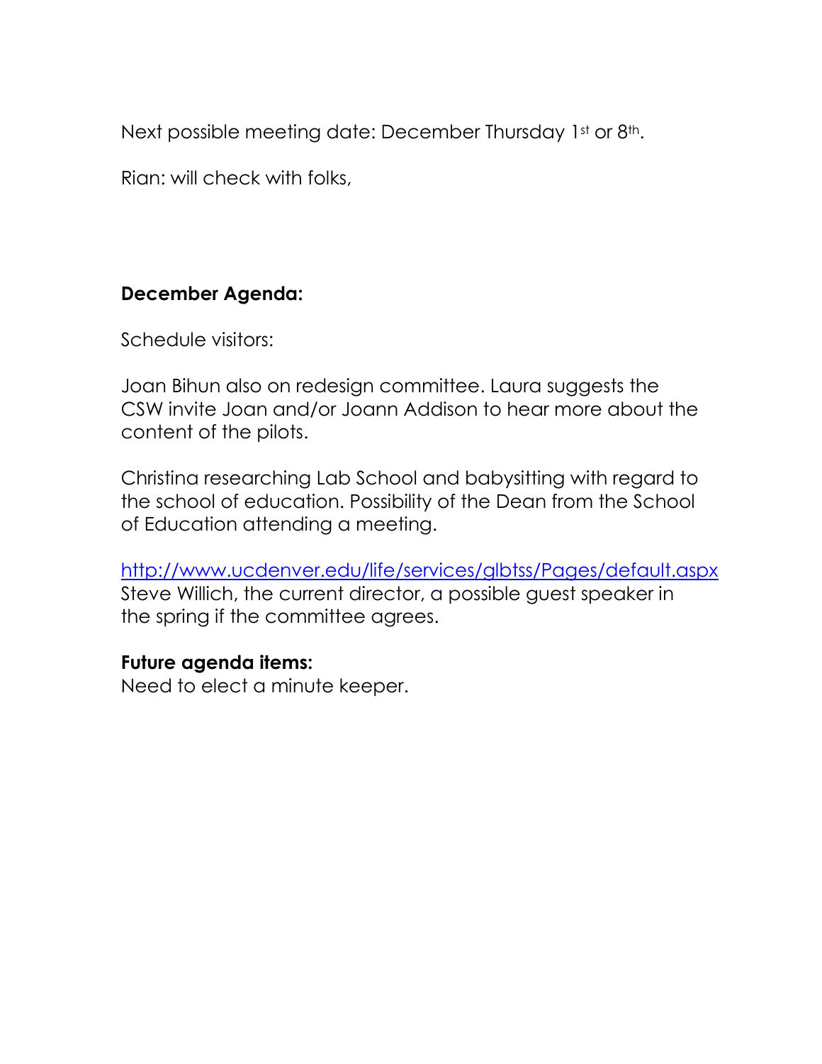Next possible meeting date: December Thursday 1[st] or 8[th].

Rian: will check with folks,

**December Agenda:**

Schedule visitors:

Joan Bihun also on redesign committee. Laura suggests the CSW invite Joan and/or Joann Addison to hear more about the content of the pilots.

Christina researching Lab School and babysitting with regard to the school of education. Possibility of the Dean from the School of Education attending a meeting.

http://www.ucdenver.edu/life/services/glbtss/Pages/default.aspx
Steve Willich, the current director, a possible guest speaker in the spring if the committee agrees.

**Future agenda items:**
Need to elect a minute keeper.